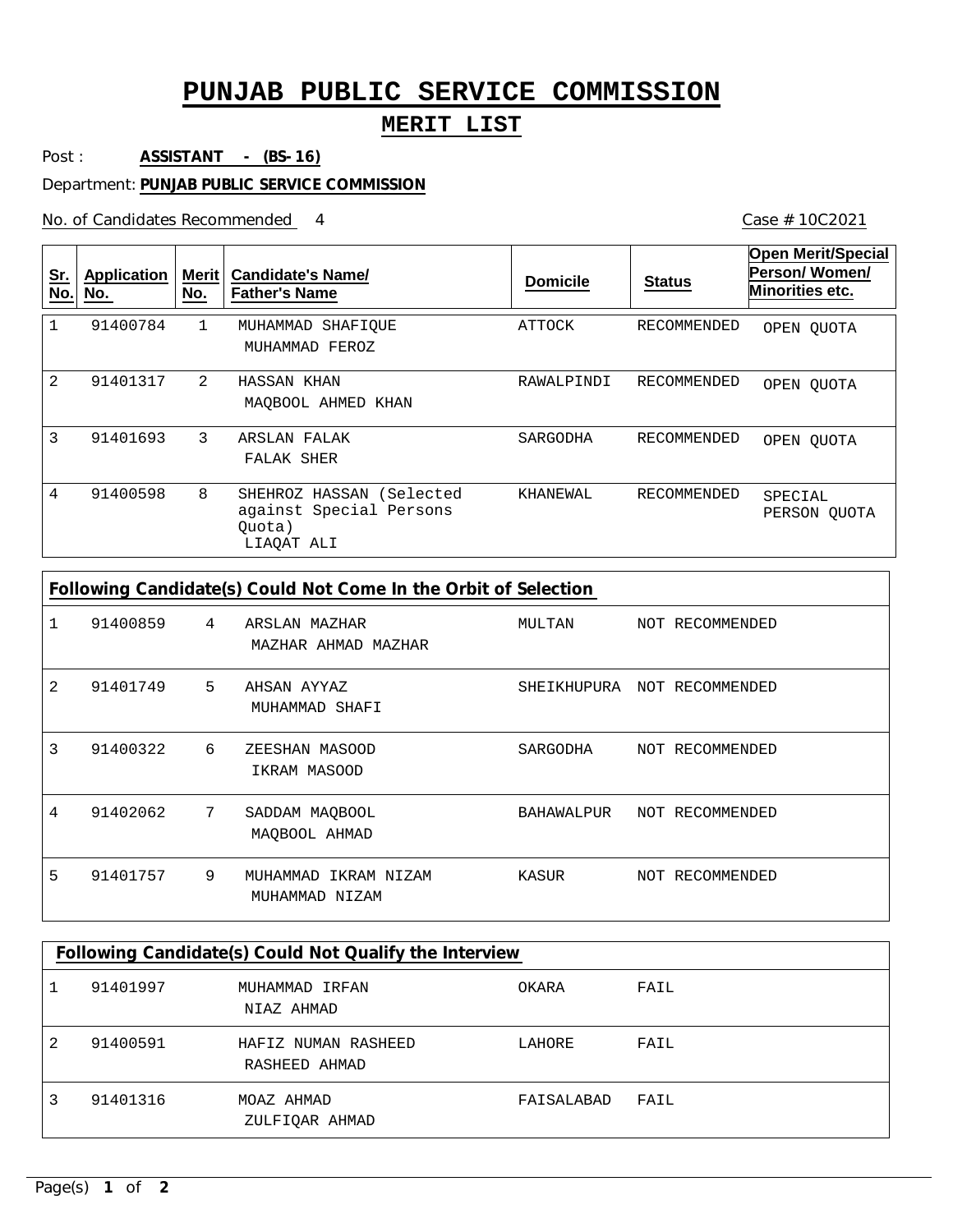# PUNJAB PUBLIC SERVICE COMMISSION

## MERIT LIST

Post : **ASSISTANT - (BS-16)**

Department: **PUNJAB PUBLIC SERVICE COMMISSION**

No. of Candidates Recommended 4

Case # 10C2021

| Sr. No. | Application No. | Merit No. | Candidate's Name/ Father's Name | Domicile | Status | Open Merit/Special Person/ Women/ Minorities etc. |
|---|---|---|---|---|---|---|
| 1 | 91400784 | 1 | MUHAMMAD SHAFIQUE<br>MUHAMMAD FEROZ | ATTOCK | RECOMMENDED | OPEN QUOTA |
| 2 | 91401317 | 2 | HASSAN KHAN<br>MAQBOOL AHMED KHAN | RAWALPINDI | RECOMMENDED | OPEN QUOTA |
| 3 | 91401693 | 3 | ARSLAN FALAK<br>FALAK SHER | SARGODHA | RECOMMENDED | OPEN QUOTA |
| 4 | 91400598 | 8 | SHEHROZ HASSAN (Selected against Special Persons Quota)<br>LIAQAT ALI | KHANEWAL | RECOMMENDED | SPECIAL PERSON QUOTA |

**Following Candidate(s) Could Not Come In the Orbit of Selection**

| Sr. No. | Application No. | Merit No. | Candidate's Name/ Father's Name | Domicile | Status |
|---|---|---|---|---|---|
| 1 | 91400859 | 4 | ARSLAN MAZHAR<br>MAZHAR AHMAD MAZHAR | MULTAN | NOT RECOMMENDED |
| 2 | 91401749 | 5 | AHSAN AYYAZ<br>MUHAMMAD SHAFI | SHEIKHUPURA | NOT RECOMMENDED |
| 3 | 91400322 | 6 | ZEESHAN MASOOD<br>IKRAM MASOOD | SARGODHA | NOT RECOMMENDED |
| 4 | 91402062 | 7 | SADDAM MAQBOOL<br>MAQBOOL AHMAD | BAHAWALPUR | NOT RECOMMENDED |
| 5 | 91401757 | 9 | MUHAMMAD IKRAM NIZAM<br>MUHAMMAD NIZAM | KASUR | NOT RECOMMENDED |

**Following Candidate(s) Could Not Qualify the Interview**

| Sr. No. | Application No. | Candidate's Name/ Father's Name | Domicile | Status |
|---|---|---|---|---|
| 1 | 91401997 | MUHAMMAD IRFAN<br>NIAZ AHMAD | OKARA | FAIL |
| 2 | 91400591 | HAFIZ NUMAN RASHEED<br>RASHEED AHMAD | LAHORE | FAIL |
| 3 | 91401316 | MOAZ AHMAD<br>ZULFIQAR AHMAD | FAISALABAD | FAIL |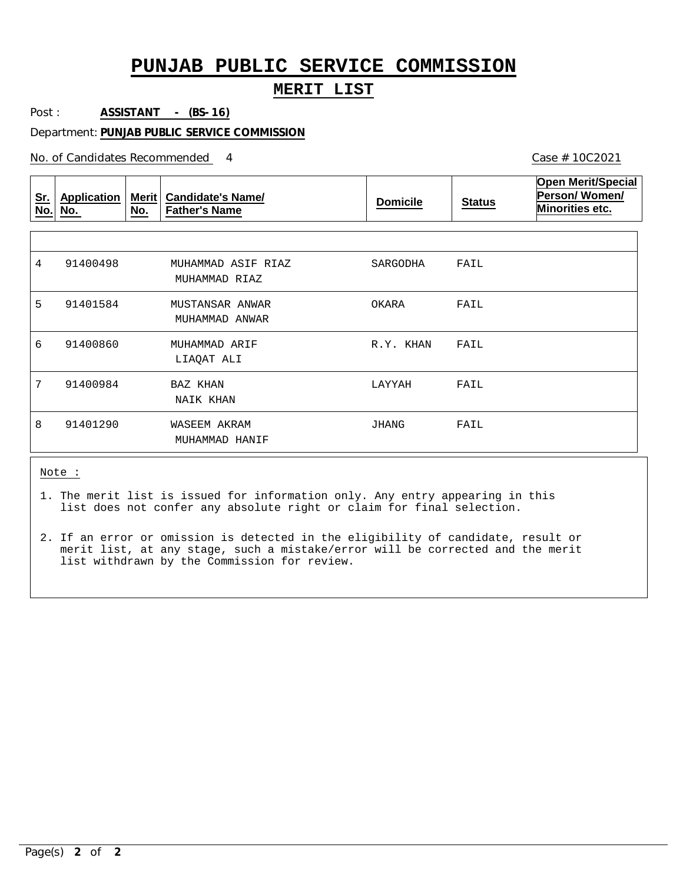# PUNJAB PUBLIC SERVICE COMMISSION

## MERIT LIST

Post : **ASSISTANT - (BS-16)**

Department: **PUNJAB PUBLIC SERVICE COMMISSION**

No. of Candidates Recommended 4

Case # 10C2021

| Sr. No. | Application No. | Merit No. | Candidate's Name/ Father's Name | Domicile | Status | Open Merit/Special Person/ Women/ Minorities etc. |
|---|---|---|---|---|---|---|
| 4 | 91400498 | | MUHAMMAD ASIF RIAZ<br>MUHAMMAD RIAZ | SARGODHA | FAIL | |
| 5 | 91401584 | | MUSTANSAR ANWAR<br>MUHAMMAD ANWAR | OKARA | FAIL | |
| 6 | 91400860 | | MUHAMMAD ARIF<br>LIAQAT ALI | R.Y. KHAN | FAIL | |
| 7 | 91400984 | | BAZ KHAN<br>NAIK KHAN | LAYYAH | FAIL | |
| 8 | 91401290 | | WASEEM AKRAM<br>MUHAMMAD HANIF | JHANG | FAIL | |

Note :

1. The merit list is issued for information only. Any entry appearing in this list does not confer any absolute right or claim for final selection.

2. If an error or omission is detected in the eligibility of candidate, result or merit list, at any stage, such a mistake/error will be corrected and the merit list withdrawn by the Commission for review.